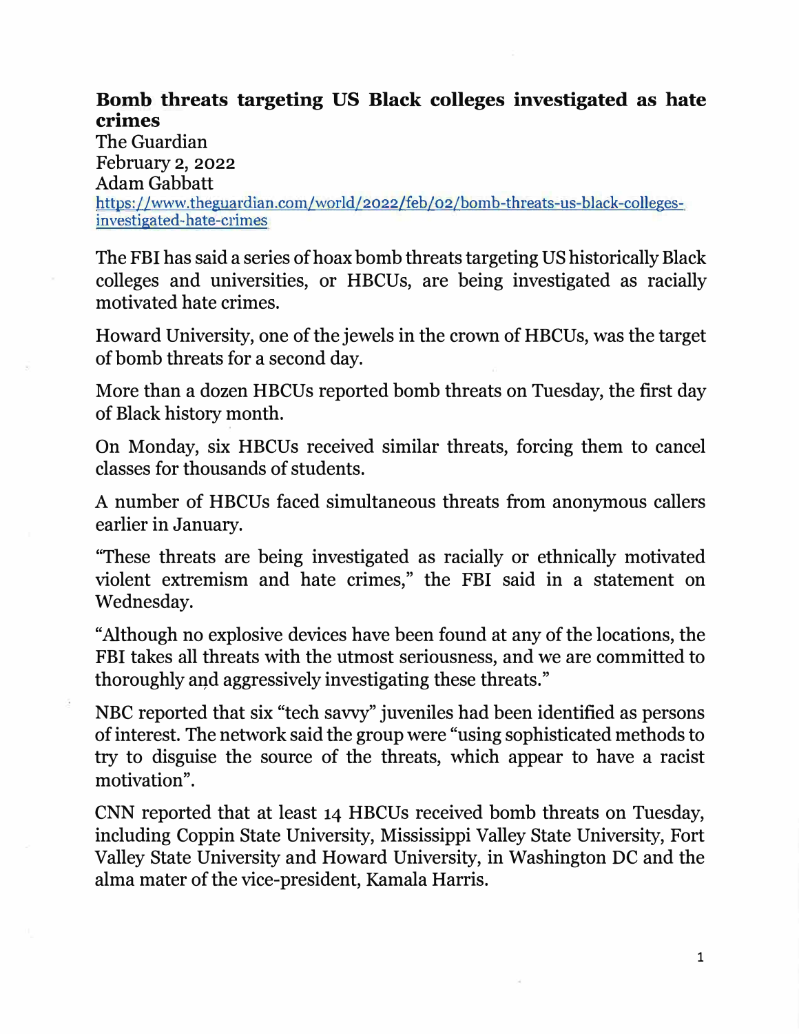# Bomb threats targeting US Black colleges investigated as hate crimes

The Guardian
February 2, 2022
Adam Gabbatt
https://www.theguardian.com/world/2022/feb/02/bomb-threats-us-black-colleges-investigated-hate-crimes

The FBI has said a series of hoax bomb threats targeting US historically Black colleges and universities, or HBCUs, are being investigated as racially motivated hate crimes.

Howard University, one of the jewels in the crown of HBCUs, was the target of bomb threats for a second day.

More than a dozen HBCUs reported bomb threats on Tuesday, the first day of Black history month.

On Monday, six HBCUs received similar threats, forcing them to cancel classes for thousands of students.

A number of HBCUs faced simultaneous threats from anonymous callers earlier in January.

"These threats are being investigated as racially or ethnically motivated violent extremism and hate crimes," the FBI said in a statement on Wednesday.

"Although no explosive devices have been found at any of the locations, the FBI takes all threats with the utmost seriousness, and we are committed to thoroughly and aggressively investigating these threats."

NBC reported that six "tech savvy" juveniles had been identified as persons of interest. The network said the group were "using sophisticated methods to try to disguise the source of the threats, which appear to have a racist motivation".

CNN reported that at least 14 HBCUs received bomb threats on Tuesday, including Coppin State University, Mississippi Valley State University, Fort Valley State University and Howard University, in Washington DC and the alma mater of the vice-president, Kamala Harris.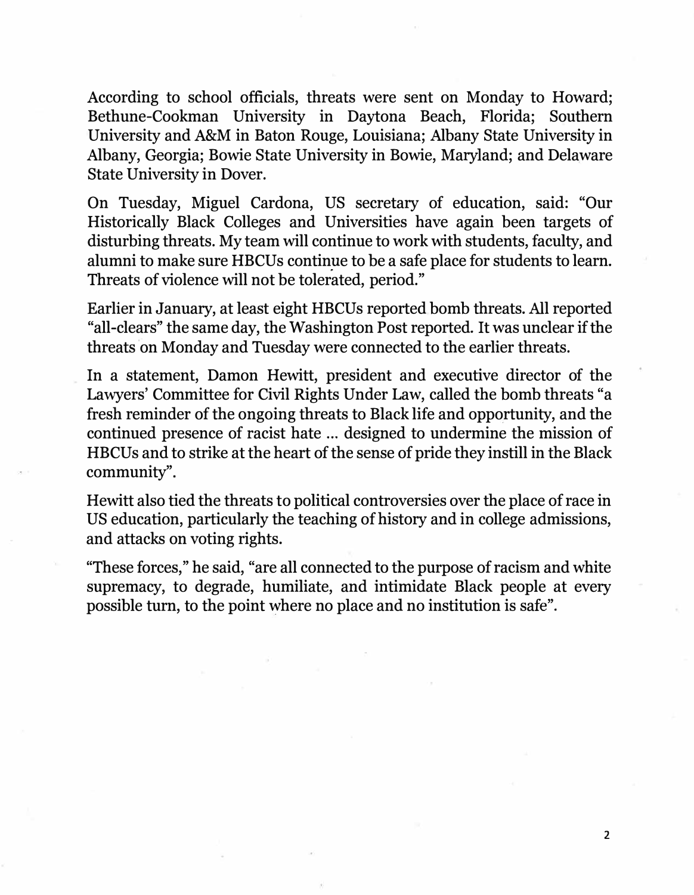According to school officials, threats were sent on Monday to Howard; Bethune-Cookman University in Daytona Beach, Florida; Southern University and A&M in Baton Rouge, Louisiana; Albany State University in Albany, Georgia; Bowie State University in Bowie, Maryland; and Delaware State University in Dover.

On Tuesday, Miguel Cardona, US secretary of education, said: "Our Historically Black Colleges and Universities have again been targets of disturbing threats. My team will continue to work with students, faculty, and alumni to make sure HBCUs continue to be a safe place for students to learn. Threats of violence will not be tolerated, period."

Earlier in January, at least eight HBCUs reported bomb threats. All reported "all-clears" the same day, the Washington Post reported. It was unclear if the threats on Monday and Tuesday were connected to the earlier threats.

In a statement, Damon Hewitt, president and executive director of the Lawyers' Committee for Civil Rights Under Law, called the bomb threats "a fresh reminder of the ongoing threats to Black life and opportunity, and the continued presence of racist hate ... designed to undermine the mission of HBCUs and to strike at the heart of the sense of pride they instill in the Black community".

Hewitt also tied the threats to political controversies over the place of race in US education, particularly the teaching of history and in college admissions, and attacks on voting rights.

"These forces," he said, "are all connected to the purpose of racism and white supremacy, to degrade, humiliate, and intimidate Black people at every possible turn, to the point where no place and no institution is safe".